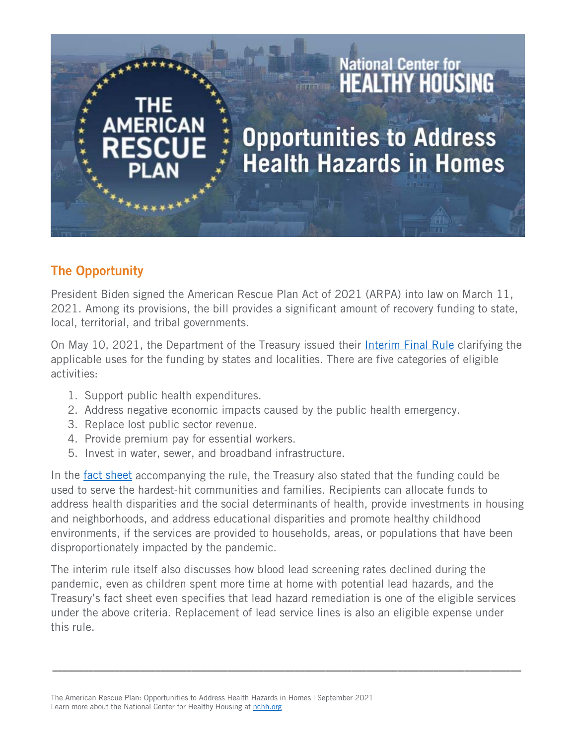# The American Rescue Plan

National Center for Healthy Housing

# Opportunities to Address Health Hazards in Homes

## The Opportunity

President Biden signed the American Rescue Plan Act of 2021 (ARPA) into law on March 11, 2021. Among its provisions, the bill provides a significant amount of recovery funding to state, local, territorial, and tribal governments.

On May 10, 2021, the Department of the Treasury issued their [Interim Final Rule](#) clarifying the applicable uses for the funding by states and localities. There are five categories of eligible activities:

1. Support public health expenditures.
2. Address negative economic impacts caused by the public health emergency.
3. Replace lost public sector revenue.
4. Provide premium pay for essential workers.
5. Invest in water, sewer, and broadband infrastructure.

In the [fact sheet](#) accompanying the rule, the Treasury also stated that the funding could be used to serve the hardest-hit communities and families. Recipients can allocate funds to address health disparities and the social determinants of health, provide investments in housing and neighborhoods, and address educational disparities and promote healthy childhood environments, if the services are provided to households, areas, or populations that have been disproportionately impacted by the pandemic.

The interim rule itself also discusses how blood lead screening rates declined during the pandemic, even as children spent more time at home with potential lead hazards, and the Treasury's fact sheet even specifies that lead hazard remediation is one of the eligible services under the above criteria. Replacement of lead service lines is also an eligible expense under this rule.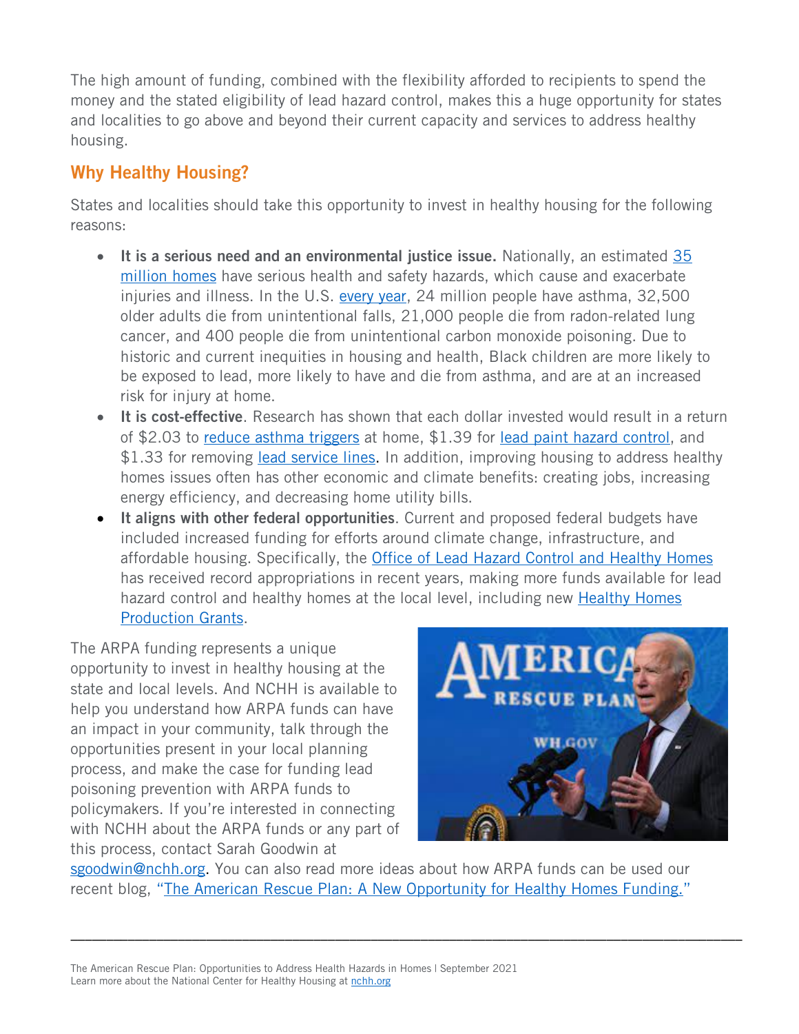The high amount of funding, combined with the flexibility afforded to recipients to spend the money and the stated eligibility of lead hazard control, makes this a huge opportunity for states and localities to go above and beyond their current capacity and services to address healthy housing.

## Why Healthy Housing?

States and localities should take this opportunity to invest in healthy housing for the following reasons:

- **It is a serious need and an environmental justice issue.** Nationally, an estimated 35 million homes have serious health and safety hazards, which cause and exacerbate injuries and illness. In the U.S. every year, 24 million people have asthma, 32,500 older adults die from unintentional falls, 21,000 people die from radon-related lung cancer, and 400 people die from unintentional carbon monoxide poisoning. Due to historic and current inequities in housing and health, Black children are more likely to be exposed to lead, more likely to have and die from asthma, and are at an increased risk for injury at home.
- **It is cost-effective**. Research has shown that each dollar invested would result in a return of $2.03 to reduce asthma triggers at home, $1.39 for lead paint hazard control, and $1.33 for removing lead service lines. In addition, improving housing to address healthy homes issues often has other economic and climate benefits: creating jobs, increasing energy efficiency, and decreasing home utility bills.
- **It aligns with other federal opportunities**. Current and proposed federal budgets have included increased funding for efforts around climate change, infrastructure, and affordable housing. Specifically, the Office of Lead Hazard Control and Healthy Homes has received record appropriations in recent years, making more funds available for lead hazard control and healthy homes at the local level, including new Healthy Homes Production Grants.

The ARPA funding represents a unique opportunity to invest in healthy housing at the state and local levels. And NCHH is available to help you understand how ARPA funds can have an impact in your community, talk through the opportunities present in your local planning process, and make the case for funding lead poisoning prevention with ARPA funds to policymakers. If you're interested in connecting with NCHH about the ARPA funds or any part of this process, contact Sarah Goodwin at sgoodwin@nchh.org. You can also read more ideas about how ARPA funds can be used our recent blog, "The American Rescue Plan: A New Opportunity for Healthy Homes Funding."